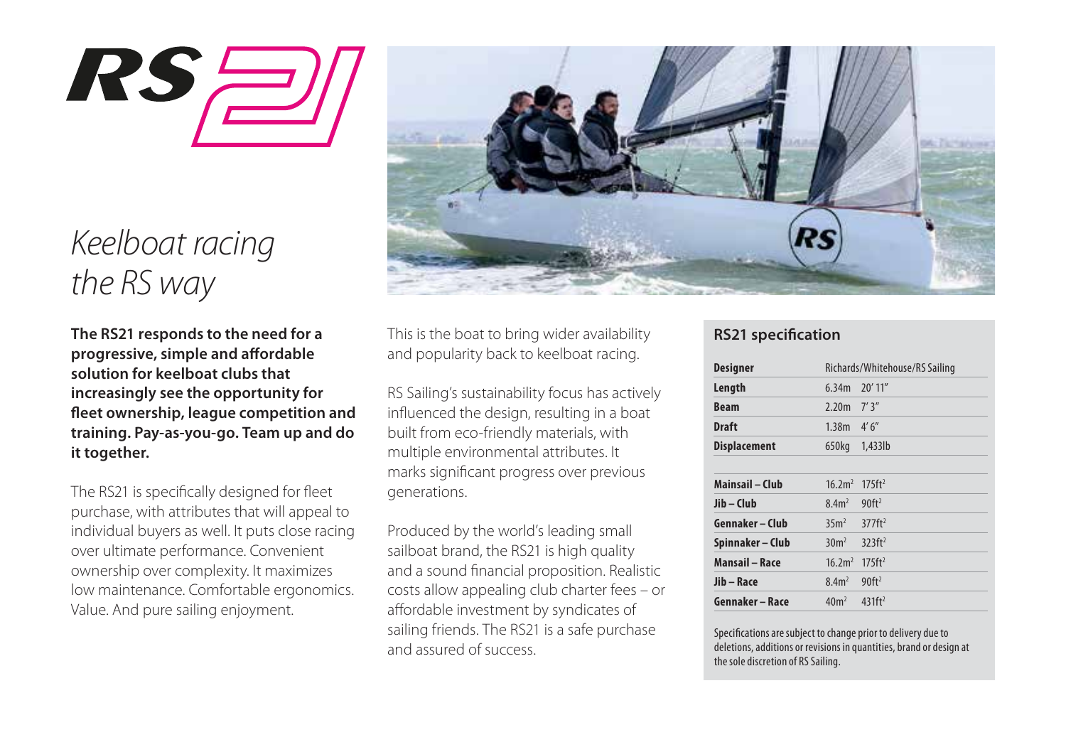# RS21

## *Keelboat racing the RS way*

**The RS21 responds to the need for a progressive, simple and affordable solution for keelboat clubs that increasingly see the opportunity for fleet ownership, league competition and training. Pay-as-you-go. Team up and do it together.**

The RS21 is specifically designed for fleet purchase, with attributes that will appeal to individual buyers as well. It puts close racing over ultimate performance. Convenient ownership over complexity. It maximizes low maintenance. Comfortable ergonomics. Value. And pure sailing enjoyment.

This is the boat to bring wider availability and popularity back to keelboat racing.

RS Sailing's sustainability focus has actively influenced the design, resulting in a boat built from eco-friendly materials, with multiple environmental attributes. It marks significant progress over previous generations.

Produced by the world's leading small sailboat brand, the RS21 is high quality and a sound financial proposition. Realistic costs allow appealing club charter fees – or affordable investment by syndicates of sailing friends. The RS21 is a safe purchase and assured of success.

### RS21 specification

| | | |
|---|---|---|
| **Designer** | Richards/Whitehouse/RS Sailing | |
| **Length** | 6.34m | 20′ 11″ |
| **Beam** | 2.20m | 7′ 3″ |
| **Draft** | 1.38m | 4′ 6″ |
| **Displacement** | 650kg | 1,433lb |
| | | |
| **Mainsail – Club** | 16.2m² | 175ft² |
| **Jib – Club** | 8.4m² | 90ft² |
| **Gennaker – Club** | 35m² | 377ft² |
| **Spinnaker – Club** | 30m² | 323ft² |
| **Mansail – Race** | 16.2m² | 175ft² |
| **Jib – Race** | 8.4m² | 90ft² |
| **Gennaker – Race** | 40m² | 431ft² |

Specifications are subject to change prior to delivery due to deletions, additions or revisions in quantities, brand or design at the sole discretion of RS Sailing.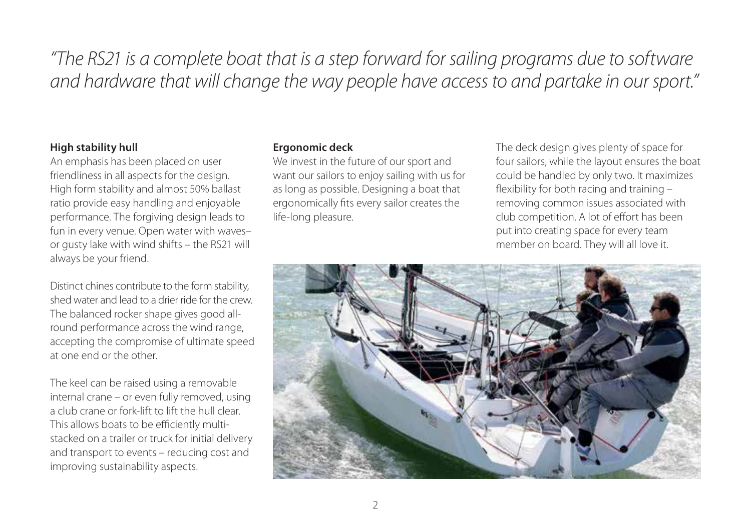*"The RS21 is a complete boat that is a step forward for sailing programs due to software and hardware that will change the way people have access to and partake in our sport."*

**High stability hull**

An emphasis has been placed on user friendliness in all aspects for the design. High form stability and almost 50% ballast ratio provide easy handling and enjoyable performance. The forgiving design leads to fun in every venue. Open water with waves– or gusty lake with wind shifts – the RS21 will always be your friend.

Distinct chines contribute to the form stability, shed water and lead to a drier ride for the crew. The balanced rocker shape gives good all-round performance across the wind range, accepting the compromise of ultimate speed at one end or the other.

The keel can be raised using a removable internal crane – or even fully removed, using a club crane or fork-lift to lift the hull clear. This allows boats to be efficiently multi-stacked on a trailer or truck for initial delivery and transport to events – reducing cost and improving sustainability aspects.

**Ergonomic deck**

We invest in the future of our sport and want our sailors to enjoy sailing with us for as long as possible. Designing a boat that ergonomically fits every sailor creates the life-long pleasure.

The deck design gives plenty of space for four sailors, while the layout ensures the boat could be handled by only two. It maximizes flexibility for both racing and training – removing common issues associated with club competition. A lot of effort has been put into creating space for every team member on board. They will all love it.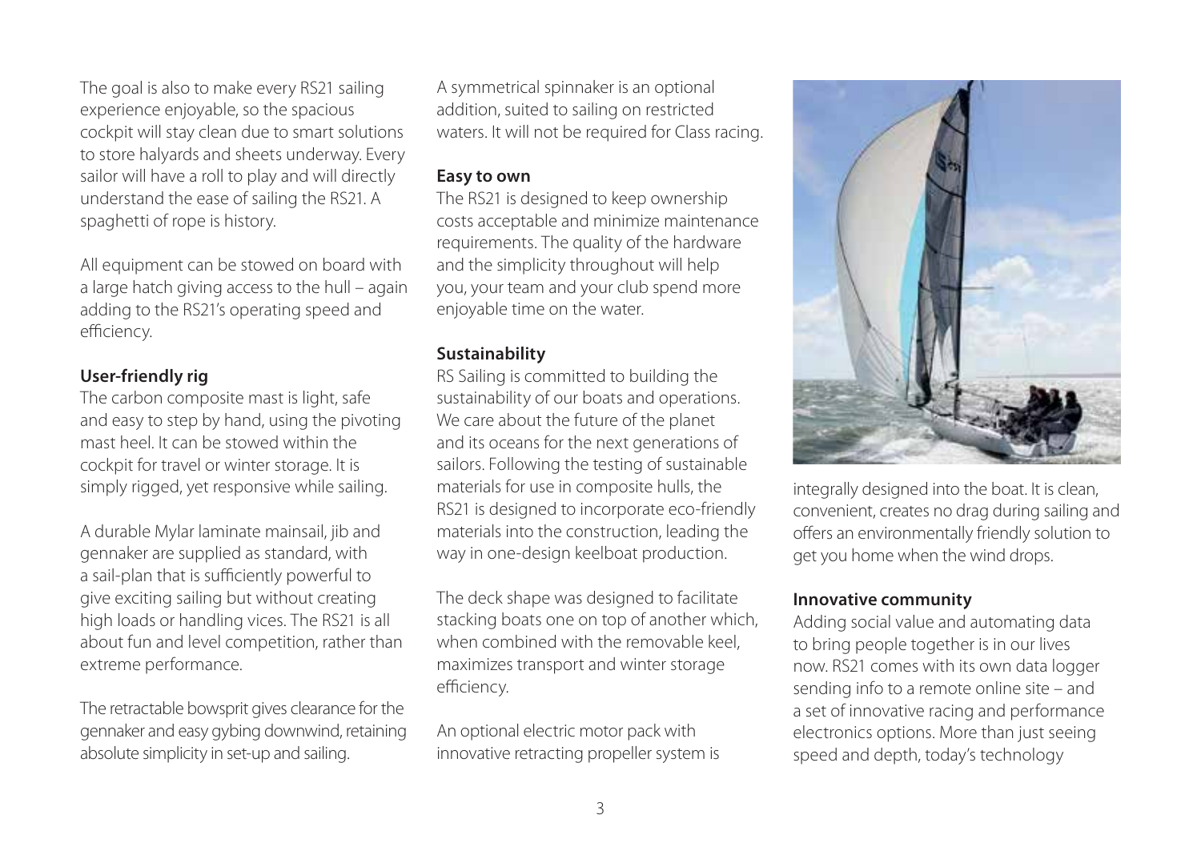The goal is also to make every RS21 sailing experience enjoyable, so the spacious cockpit will stay clean due to smart solutions to store halyards and sheets underway. Every sailor will have a roll to play and will directly understand the ease of sailing the RS21. A spaghetti of rope is history.

All equipment can be stowed on board with a large hatch giving access to the hull – again adding to the RS21's operating speed and efficiency.

**User-friendly rig**

The carbon composite mast is light, safe and easy to step by hand, using the pivoting mast heel. It can be stowed within the cockpit for travel or winter storage. It is simply rigged, yet responsive while sailing.

A durable Mylar laminate mainsail, jib and gennaker are supplied as standard, with a sail-plan that is sufficiently powerful to give exciting sailing but without creating high loads or handling vices. The RS21 is all about fun and level competition, rather than extreme performance.

The retractable bowsprit gives clearance for the gennaker and easy gybing downwind, retaining absolute simplicity in set-up and sailing.

A symmetrical spinnaker is an optional addition, suited to sailing on restricted waters. It will not be required for Class racing.

**Easy to own**

The RS21 is designed to keep ownership costs acceptable and minimize maintenance requirements. The quality of the hardware and the simplicity throughout will help you, your team and your club spend more enjoyable time on the water.

**Sustainability**

RS Sailing is committed to building the sustainability of our boats and operations. We care about the future of the planet and its oceans for the next generations of sailors. Following the testing of sustainable materials for use in composite hulls, the RS21 is designed to incorporate eco-friendly materials into the construction, leading the way in one-design keelboat production.

The deck shape was designed to facilitate stacking boats one on top of another which, when combined with the removable keel, maximizes transport and winter storage efficiency.

An optional electric motor pack with innovative retracting propeller system is integrally designed into the boat. It is clean, convenient, creates no drag during sailing and offers an environmentally friendly solution to get you home when the wind drops.

**Innovative community**

Adding social value and automating data to bring people together is in our lives now. RS21 comes with its own data logger sending info to a remote online site – and a set of innovative racing and performance electronics options. More than just seeing speed and depth, today's technology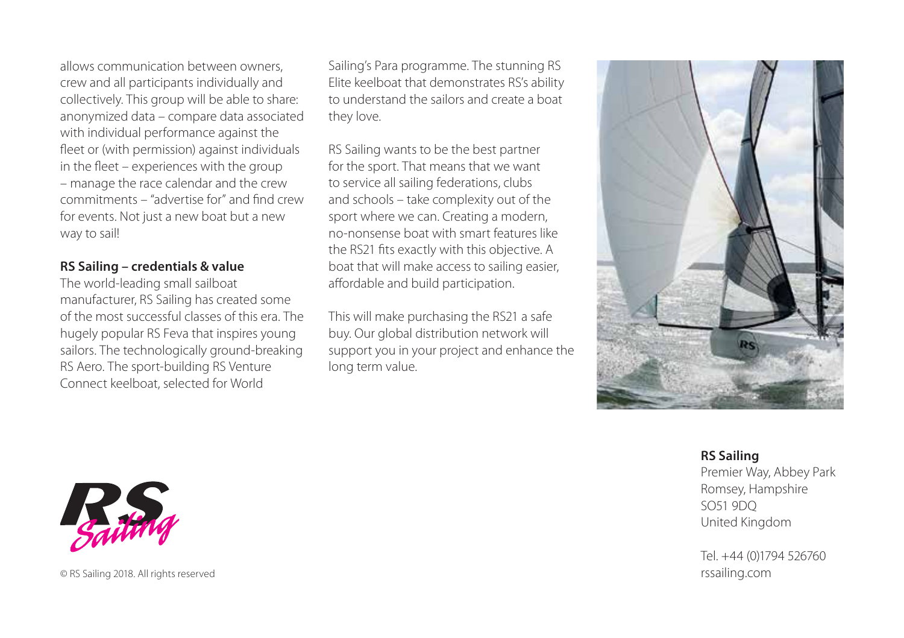allows communication between owners, crew and all participants individually and collectively. This group will be able to share: anonymized data – compare data associated with individual performance against the fleet or (with permission) against individuals in the fleet – experiences with the group – manage the race calendar and the crew commitments – "advertise for" and find crew for events. Not just a new boat but a new way to sail!

**RS Sailing – credentials & value**

The world-leading small sailboat manufacturer, RS Sailing has created some of the most successful classes of this era. The hugely popular RS Feva that inspires young sailors. The technologically ground-breaking RS Aero. The sport-building RS Venture Connect keelboat, selected for World Sailing's Para programme. The stunning RS Elite keelboat that demonstrates RS's ability to understand the sailors and create a boat they love.

RS Sailing wants to be the best partner for the sport. That means that we want to service all sailing federations, clubs and schools – take complexity out of the sport where we can. Creating a modern, no-nonsense boat with smart features like the RS21 fits exactly with this objective. A boat that will make access to sailing easier, affordable and build participation.

This will make purchasing the RS21 a safe buy. Our global distribution network will support you in your project and enhance the long term value.

**RS Sailing**
Premier Way, Abbey Park
Romsey, Hampshire
SO51 9DQ
United Kingdom

Tel. +44 (0)1794 526760
rssailing.com

© RS Sailing 2018. All rights reserved